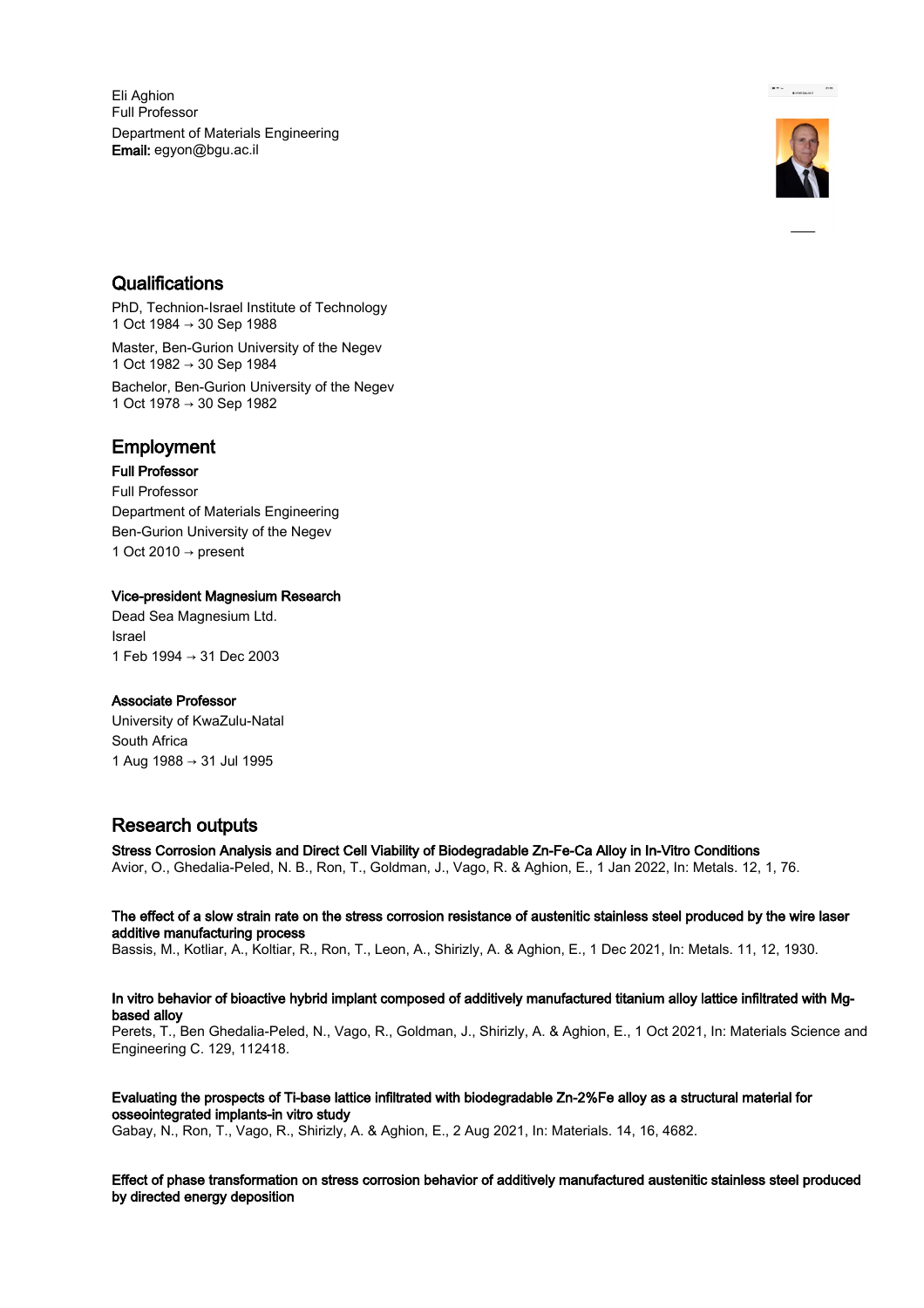Eli Aghion
Full Professor
Department of Materials Engineering
**Email:** egyon@bgu.ac.il

## Qualifications

PhD, Technion-Israel Institute of Technology
1 Oct 1984 → 30 Sep 1988

Master, Ben-Gurion University of the Negev
1 Oct 1982 → 30 Sep 1984

Bachelor, Ben-Gurion University of the Negev
1 Oct 1978 → 30 Sep 1982

## Employment

**Full Professor**
Full Professor
Department of Materials Engineering
Ben-Gurion University of the Negev
1 Oct 2010 → present

**Vice-president Magnesium Research**
Dead Sea Magnesium Ltd.
Israel
1 Feb 1994 → 31 Dec 2003

**Associate Professor**
University of KwaZulu-Natal
South Africa
1 Aug 1988 → 31 Jul 1995

## Research outputs

**Stress Corrosion Analysis and Direct Cell Viability of Biodegradable Zn-Fe-Ca Alloy in In-Vitro Conditions**
Avior, O., Ghedalia-Peled, N. B., Ron, T., Goldman, J., Vago, R. & Aghion, E., 1 Jan 2022, In: Metals. 12, 1, 76.

**The effect of a slow strain rate on the stress corrosion resistance of austenitic stainless steel produced by the wire laser additive manufacturing process**
Bassis, M., Kotliar, A., Koltiar, R., Ron, T., Leon, A., Shirizly, A. & Aghion, E., 1 Dec 2021, In: Metals. 11, 12, 1930.

**In vitro behavior of bioactive hybrid implant composed of additively manufactured titanium alloy lattice infiltrated with Mg-based alloy**
Perets, T., Ben Ghedalia-Peled, N., Vago, R., Goldman, J., Shirizly, A. & Aghion, E., 1 Oct 2021, In: Materials Science and Engineering C. 129, 112418.

**Evaluating the prospects of Ti-base lattice infiltrated with biodegradable Zn-2%Fe alloy as a structural material for osseointegrated implants-in vitro study**
Gabay, N., Ron, T., Vago, R., Shirizly, A. & Aghion, E., 2 Aug 2021, In: Materials. 14, 16, 4682.

**Effect of phase transformation on stress corrosion behavior of additively manufactured austenitic stainless steel produced by directed energy deposition**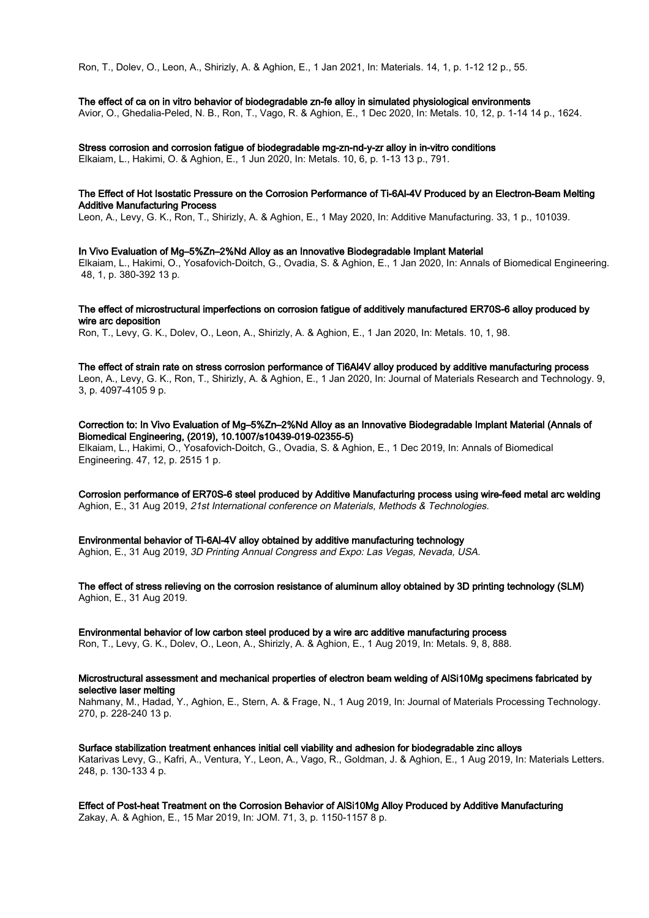Ron, T., Dolev, O., Leon, A., Shirizly, A. & Aghion, E., 1 Jan 2021, In: Materials. 14, 1, p. 1-12 12 p., 55.

**The effect of ca on in vitro behavior of biodegradable zn-fe alloy in simulated physiological environments**
Avior, O., Ghedalia-Peled, N. B., Ron, T., Vago, R. & Aghion, E., 1 Dec 2020, In: Metals. 10, 12, p. 1-14 14 p., 1624.

**Stress corrosion and corrosion fatigue of biodegradable mg-zn-nd-y-zr alloy in in-vitro conditions**
Elkaiam, L., Hakimi, O. & Aghion, E., 1 Jun 2020, In: Metals. 10, 6, p. 1-13 13 p., 791.

**The Effect of Hot Isostatic Pressure on the Corrosion Performance of Ti-6Al-4V Produced by an Electron-Beam Melting Additive Manufacturing Process**
Leon, A., Levy, G. K., Ron, T., Shirizly, A. & Aghion, E., 1 May 2020, In: Additive Manufacturing. 33, 1 p., 101039.

**In Vivo Evaluation of Mg–5%Zn–2%Nd Alloy as an Innovative Biodegradable Implant Material**
Elkaiam, L., Hakimi, O., Yosafovich-Doitch, G., Ovadia, S. & Aghion, E., 1 Jan 2020, In: Annals of Biomedical Engineering. 48, 1, p. 380-392 13 p.

**The effect of microstructural imperfections on corrosion fatigue of additively manufactured ER70S-6 alloy produced by wire arc deposition**
Ron, T., Levy, G. K., Dolev, O., Leon, A., Shirizly, A. & Aghion, E., 1 Jan 2020, In: Metals. 10, 1, 98.

**The effect of strain rate on stress corrosion performance of Ti6Al4V alloy produced by additive manufacturing process**
Leon, A., Levy, G. K., Ron, T., Shirizly, A. & Aghion, E., 1 Jan 2020, In: Journal of Materials Research and Technology. 9, 3, p. 4097-4105 9 p.

**Correction to: In Vivo Evaluation of Mg–5%Zn–2%Nd Alloy as an Innovative Biodegradable Implant Material (Annals of Biomedical Engineering, (2019), 10.1007/s10439-019-02355-5)**
Elkaiam, L., Hakimi, O., Yosafovich-Doitch, G., Ovadia, S. & Aghion, E., 1 Dec 2019, In: Annals of Biomedical Engineering. 47, 12, p. 2515 1 p.

**Corrosion performance of ER70S-6 steel produced by Additive Manufacturing process using wire-feed metal arc welding**
Aghion, E., 31 Aug 2019, *21st International conference on Materials, Methods & Technologies.*

**Environmental behavior of Ti-6Al-4V alloy obtained by additive manufacturing technology**
Aghion, E., 31 Aug 2019, *3D Printing Annual Congress and Expo: Las Vegas, Nevada, USA.*

**The effect of stress relieving on the corrosion resistance of aluminum alloy obtained by 3D printing technology (SLM)**
Aghion, E., 31 Aug 2019.

**Environmental behavior of low carbon steel produced by a wire arc additive manufacturing process**
Ron, T., Levy, G. K., Dolev, O., Leon, A., Shirizly, A. & Aghion, E., 1 Aug 2019, In: Metals. 9, 8, 888.

**Microstructural assessment and mechanical properties of electron beam welding of AlSi10Mg specimens fabricated by selective laser melting**
Nahmany, M., Hadad, Y., Aghion, E., Stern, A. & Frage, N., 1 Aug 2019, In: Journal of Materials Processing Technology. 270, p. 228-240 13 p.

**Surface stabilization treatment enhances initial cell viability and adhesion for biodegradable zinc alloys**
Katarivas Levy, G., Kafri, A., Ventura, Y., Leon, A., Vago, R., Goldman, J. & Aghion, E., 1 Aug 2019, In: Materials Letters. 248, p. 130-133 4 p.

**Effect of Post-heat Treatment on the Corrosion Behavior of AlSi10Mg Alloy Produced by Additive Manufacturing**
Zakay, A. & Aghion, E., 15 Mar 2019, In: JOM. 71, 3, p. 1150-1157 8 p.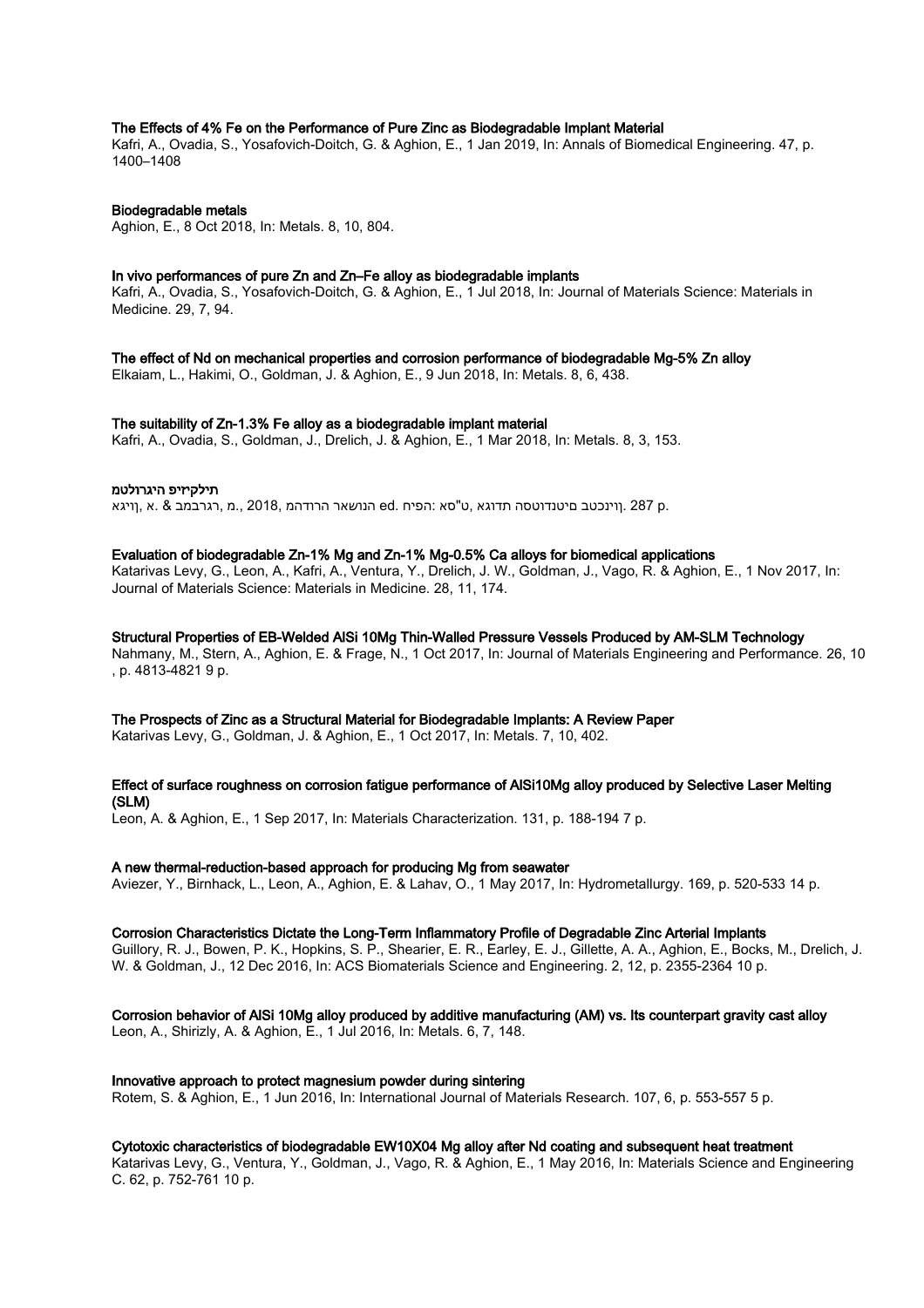**The Effects of 4% Fe on the Performance of Pure Zinc as Biodegradable Implant Material**
Kafri, A., Ovadia, S., Yosafovich-Doitch, G. & Aghion, E., 1 Jan 2019, In: Annals of Biomedical Engineering. 47, p. 1400–1408

**Biodegradable metals**
Aghion, E., 8 Oct 2018, In: Metals. 8, 10, 804.

**In vivo performances of pure Zn and Zn–Fe alloy as biodegradable implants**
Kafri, A., Ovadia, S., Yosafovich-Doitch, G. & Aghion, E., 1 Jul 2018, In: Journal of Materials Science: Materials in Medicine. 29, 7, 94.

**The effect of Nd on mechanical properties and corrosion performance of biodegradable Mg-5% Zn alloy**
Elkaiam, L., Hakimi, O., Goldman, J. & Aghion, E., 9 Jun 2018, In: Metals. 8, 6, 438.

**The suitability of Zn-1.3% Fe alloy as a biodegradable implant material**
Kafri, A., Ovadia, S., Goldman, J., Drelich, J. & Aghion, E., 1 Mar 2018, In: Metals. 8, 3, 153.

**מטלורגיה פיזיקלית**
אגיון, א. & במברגר, מ., 2018, מהדורה שלישית ed. חיפה: אס"ט, אגודת הסטודנטים בטכניון. 287 p.

**Evaluation of biodegradable Zn-1% Mg and Zn-1% Mg-0.5% Ca alloys for biomedical applications**
Katarivas Levy, G., Leon, A., Kafri, A., Ventura, Y., Drelich, J. W., Goldman, J., Vago, R. & Aghion, E., 1 Nov 2017, In: Journal of Materials Science: Materials in Medicine. 28, 11, 174.

**Structural Properties of EB-Welded AlSi 10Mg Thin-Walled Pressure Vessels Produced by AM-SLM Technology**
Nahmany, M., Stern, A., Aghion, E. & Frage, N., 1 Oct 2017, In: Journal of Materials Engineering and Performance. 26, 10 , p. 4813-4821 9 p.

**The Prospects of Zinc as a Structural Material for Biodegradable Implants: A Review Paper**
Katarivas Levy, G., Goldman, J. & Aghion, E., 1 Oct 2017, In: Metals. 7, 10, 402.

**Effect of surface roughness on corrosion fatigue performance of AlSi10Mg alloy produced by Selective Laser Melting (SLM)**
Leon, A. & Aghion, E., 1 Sep 2017, In: Materials Characterization. 131, p. 188-194 7 p.

**A new thermal-reduction-based approach for producing Mg from seawater**
Aviezer, Y., Birnhack, L., Leon, A., Aghion, E. & Lahav, O., 1 May 2017, In: Hydrometallurgy. 169, p. 520-533 14 p.

**Corrosion Characteristics Dictate the Long-Term Inflammatory Profile of Degradable Zinc Arterial Implants**
Guillory, R. J., Bowen, P. K., Hopkins, S. P., Shearier, E. R., Earley, E. J., Gillette, A. A., Aghion, E., Bocks, M., Drelich, J. W. & Goldman, J., 12 Dec 2016, In: ACS Biomaterials Science and Engineering. 2, 12, p. 2355-2364 10 p.

**Corrosion behavior of AlSi 10Mg alloy produced by additive manufacturing (AM) vs. Its counterpart gravity cast alloy**
Leon, A., Shirizly, A. & Aghion, E., 1 Jul 2016, In: Metals. 6, 7, 148.

**Innovative approach to protect magnesium powder during sintering**
Rotem, S. & Aghion, E., 1 Jun 2016, In: International Journal of Materials Research. 107, 6, p. 553-557 5 p.

**Cytotoxic characteristics of biodegradable EW10X04 Mg alloy after Nd coating and subsequent heat treatment**
Katarivas Levy, G., Ventura, Y., Goldman, J., Vago, R. & Aghion, E., 1 May 2016, In: Materials Science and Engineering C. 62, p. 752-761 10 p.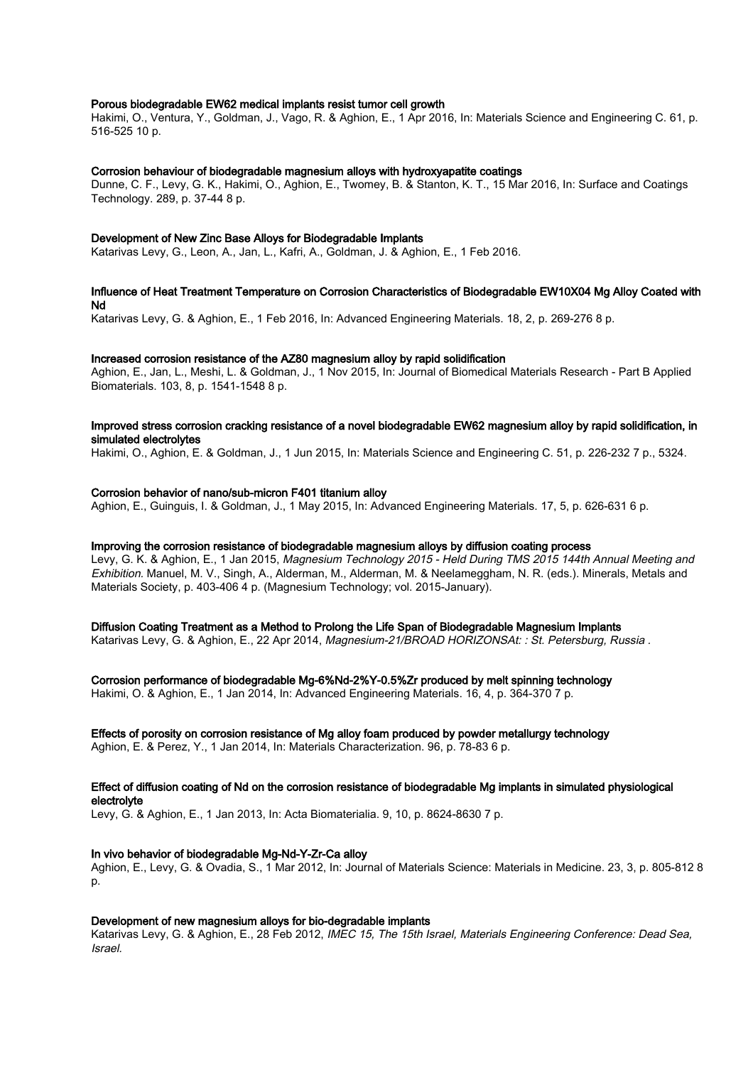**Porous biodegradable EW62 medical implants resist tumor cell growth**

Hakimi, O., Ventura, Y., Goldman, J., Vago, R. & Aghion, E., 1 Apr 2016, In: Materials Science and Engineering C. 61, p. 516-525 10 p.

**Corrosion behaviour of biodegradable magnesium alloys with hydroxyapatite coatings**

Dunne, C. F., Levy, G. K., Hakimi, O., Aghion, E., Twomey, B. & Stanton, K. T., 15 Mar 2016, In: Surface and Coatings Technology. 289, p. 37-44 8 p.

**Development of New Zinc Base Alloys for Biodegradable Implants**

Katarivas Levy, G., Leon, A., Jan, L., Kafri, A., Goldman, J. & Aghion, E., 1 Feb 2016.

**Influence of Heat Treatment Temperature on Corrosion Characteristics of Biodegradable EW10X04 Mg Alloy Coated with Nd**

Katarivas Levy, G. & Aghion, E., 1 Feb 2016, In: Advanced Engineering Materials. 18, 2, p. 269-276 8 p.

**Increased corrosion resistance of the AZ80 magnesium alloy by rapid solidification**

Aghion, E., Jan, L., Meshi, L. & Goldman, J., 1 Nov 2015, In: Journal of Biomedical Materials Research - Part B Applied Biomaterials. 103, 8, p. 1541-1548 8 p.

**Improved stress corrosion cracking resistance of a novel biodegradable EW62 magnesium alloy by rapid solidification, in simulated electrolytes**

Hakimi, O., Aghion, E. & Goldman, J., 1 Jun 2015, In: Materials Science and Engineering C. 51, p. 226-232 7 p., 5324.

**Corrosion behavior of nano/sub-micron F401 titanium alloy**

Aghion, E., Guinguis, I. & Goldman, J., 1 May 2015, In: Advanced Engineering Materials. 17, 5, p. 626-631 6 p.

**Improving the corrosion resistance of biodegradable magnesium alloys by diffusion coating process**

Levy, G. K. & Aghion, E., 1 Jan 2015, *Magnesium Technology 2015 - Held During TMS 2015 144th Annual Meeting and Exhibition.* Manuel, M. V., Singh, A., Alderman, M., Alderman, M. & Neelameggham, N. R. (eds.). Minerals, Metals and Materials Society, p. 403-406 4 p. (Magnesium Technology; vol. 2015-January).

**Diffusion Coating Treatment as a Method to Prolong the Life Span of Biodegradable Magnesium Implants**

Katarivas Levy, G. & Aghion, E., 22 Apr 2014, *Magnesium-21/BROAD HORIZONSAt: : St. Petersburg, Russia* .

**Corrosion performance of biodegradable Mg-6%Nd-2%Y-0.5%Zr produced by melt spinning technology**

Hakimi, O. & Aghion, E., 1 Jan 2014, In: Advanced Engineering Materials. 16, 4, p. 364-370 7 p.

**Effects of porosity on corrosion resistance of Mg alloy foam produced by powder metallurgy technology**

Aghion, E. & Perez, Y., 1 Jan 2014, In: Materials Characterization. 96, p. 78-83 6 p.

**Effect of diffusion coating of Nd on the corrosion resistance of biodegradable Mg implants in simulated physiological electrolyte**

Levy, G. & Aghion, E., 1 Jan 2013, In: Acta Biomaterialia. 9, 10, p. 8624-8630 7 p.

**In vivo behavior of biodegradable Mg-Nd-Y-Zr-Ca alloy**

Aghion, E., Levy, G. & Ovadia, S., 1 Mar 2012, In: Journal of Materials Science: Materials in Medicine. 23, 3, p. 805-812 8 p.

**Development of new magnesium alloys for bio-degradable implants**

Katarivas Levy, G. & Aghion, E., 28 Feb 2012, *IMEC 15, The 15th Israel, Materials Engineering Conference: Dead Sea, Israel.*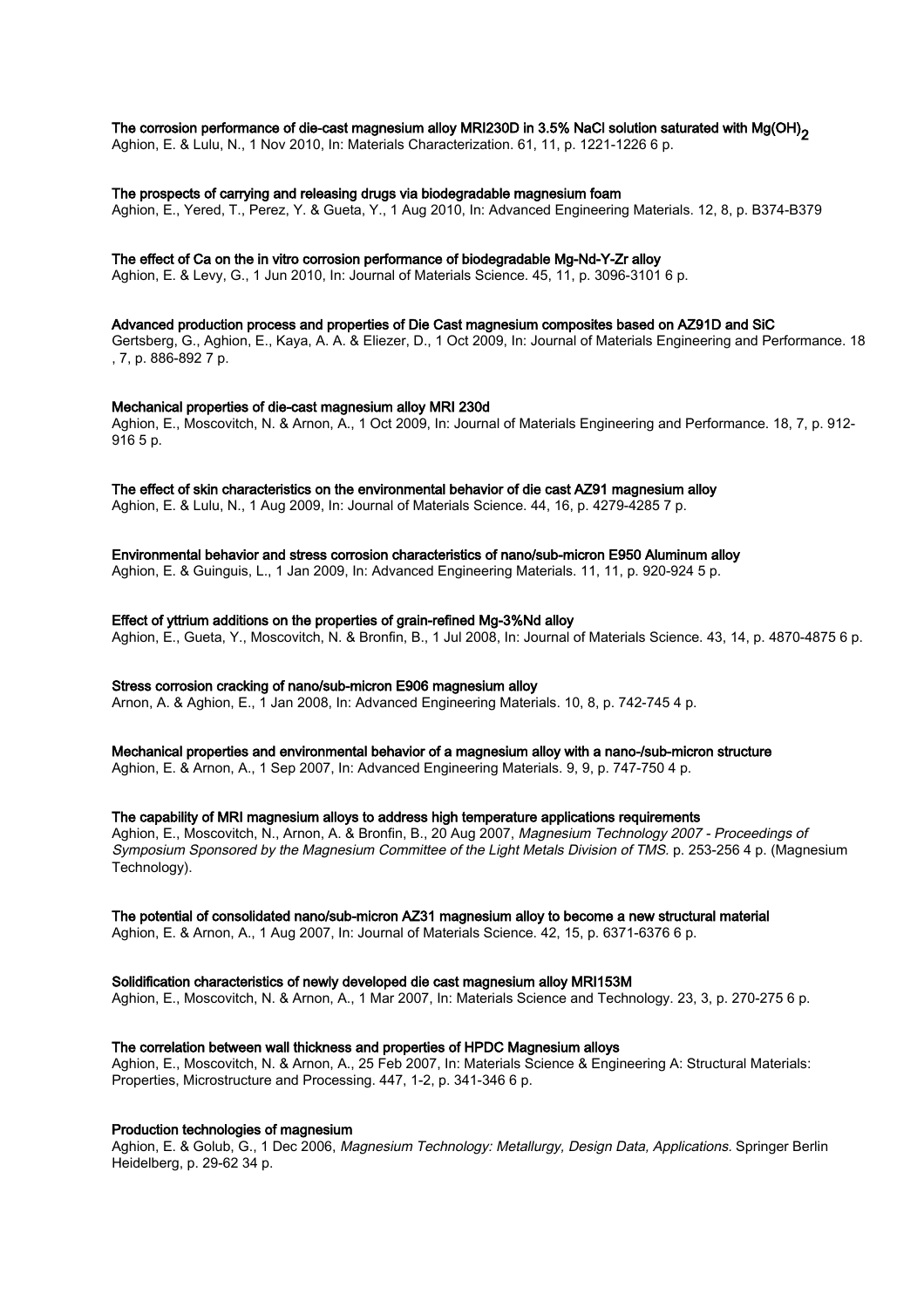**The corrosion performance of die-cast magnesium alloy MRI230D in 3.5% NaCl solution saturated with $Mg(OH)_2$**
Aghion, E. & Lulu, N., 1 Nov 2010, In: Materials Characterization. 61, 11, p. 1221-1226 6 p.

**The prospects of carrying and releasing drugs via biodegradable magnesium foam**
Aghion, E., Yered, T., Perez, Y. & Gueta, Y., 1 Aug 2010, In: Advanced Engineering Materials. 12, 8, p. B374-B379

**The effect of Ca on the in vitro corrosion performance of biodegradable Mg-Nd-Y-Zr alloy**
Aghion, E. & Levy, G., 1 Jun 2010, In: Journal of Materials Science. 45, 11, p. 3096-3101 6 p.

**Advanced production process and properties of Die Cast magnesium composites based on AZ91D and SiC**
Gertsberg, G., Aghion, E., Kaya, A. A. & Eliezer, D., 1 Oct 2009, In: Journal of Materials Engineering and Performance. 18, 7, p. 886-892 7 p.

**Mechanical properties of die-cast magnesium alloy MRI 230d**
Aghion, E., Moscovitch, N. & Arnon, A., 1 Oct 2009, In: Journal of Materials Engineering and Performance. 18, 7, p. 912-916 5 p.

**The effect of skin characteristics on the environmental behavior of die cast AZ91 magnesium alloy**
Aghion, E. & Lulu, N., 1 Aug 2009, In: Journal of Materials Science. 44, 16, p. 4279-4285 7 p.

**Environmental behavior and stress corrosion characteristics of nano/sub-micron E950 Aluminum alloy**
Aghion, E. & Guinguis, L., 1 Jan 2009, In: Advanced Engineering Materials. 11, 11, p. 920-924 5 p.

**Effect of yttrium additions on the properties of grain-refined Mg-3%Nd alloy**
Aghion, E., Gueta, Y., Moscovitch, N. & Bronfin, B., 1 Jul 2008, In: Journal of Materials Science. 43, 14, p. 4870-4875 6 p.

**Stress corrosion cracking of nano/sub-micron E906 magnesium alloy**
Arnon, A. & Aghion, E., 1 Jan 2008, In: Advanced Engineering Materials. 10, 8, p. 742-745 4 p.

**Mechanical properties and environmental behavior of a magnesium alloy with a nano-/sub-micron structure**
Aghion, E. & Arnon, A., 1 Sep 2007, In: Advanced Engineering Materials. 9, 9, p. 747-750 4 p.

**The capability of MRI magnesium alloys to address high temperature applications requirements**
Aghion, E., Moscovitch, N., Arnon, A. & Bronfin, B., 20 Aug 2007, *Magnesium Technology 2007 - Proceedings of Symposium Sponsored by the Magnesium Committee of the Light Metals Division of TMS*. p. 253-256 4 p. (Magnesium Technology).

**The potential of consolidated nano/sub-micron AZ31 magnesium alloy to become a new structural material**
Aghion, E. & Arnon, A., 1 Aug 2007, In: Journal of Materials Science. 42, 15, p. 6371-6376 6 p.

**Solidification characteristics of newly developed die cast magnesium alloy MRI153M**
Aghion, E., Moscovitch, N. & Arnon, A., 1 Mar 2007, In: Materials Science and Technology. 23, 3, p. 270-275 6 p.

**The correlation between wall thickness and properties of HPDC Magnesium alloys**
Aghion, E., Moscovitch, N. & Arnon, A., 25 Feb 2007, In: Materials Science & Engineering A: Structural Materials: Properties, Microstructure and Processing. 447, 1-2, p. 341-346 6 p.

**Production technologies of magnesium**
Aghion, E. & Golub, G., 1 Dec 2006, *Magnesium Technology: Metallurgy, Design Data, Applications.* Springer Berlin Heidelberg, p. 29-62 34 p.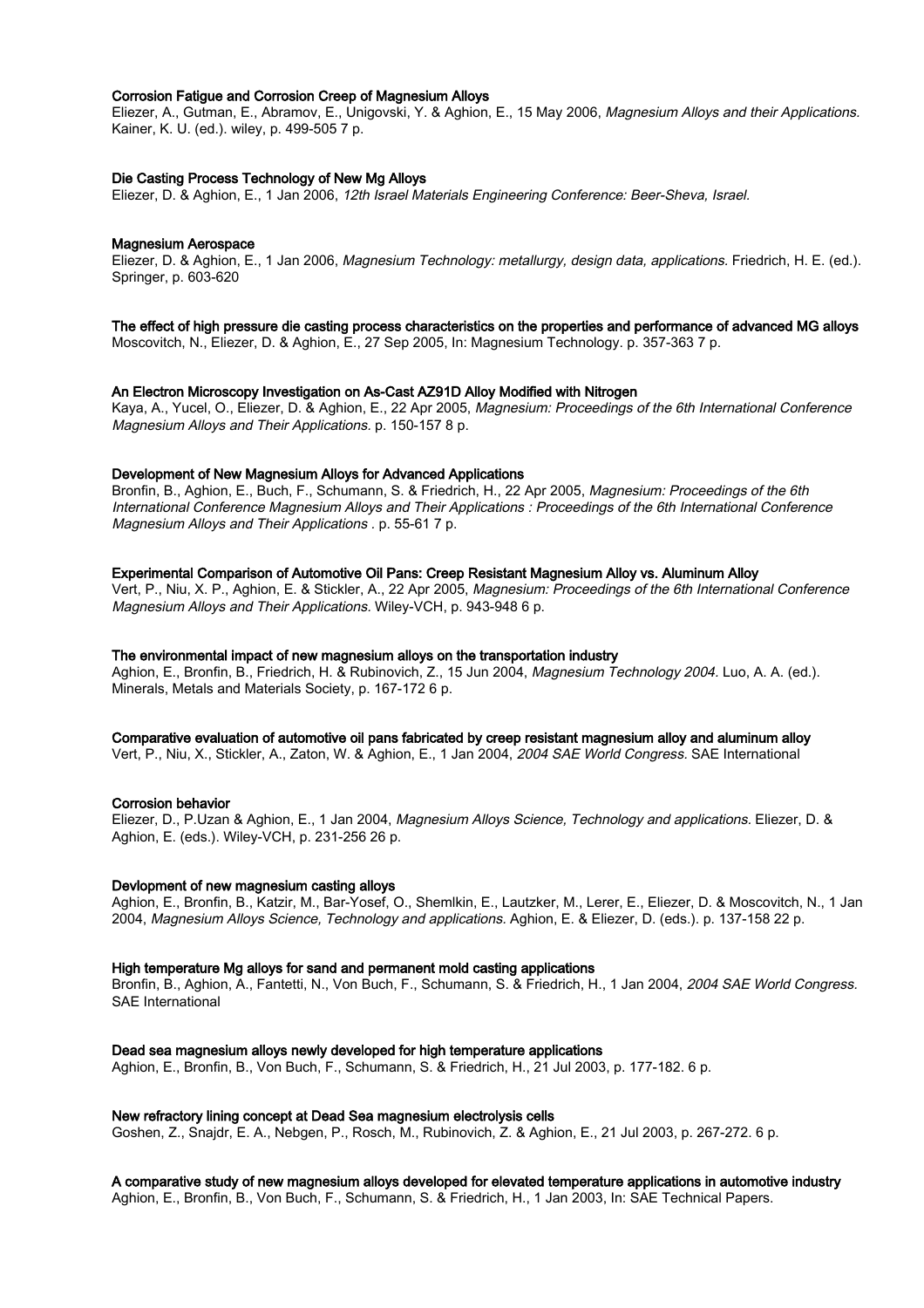**Corrosion Fatigue and Corrosion Creep of Magnesium Alloys**
Eliezer, A., Gutman, E., Abramov, E., Unigovski, Y. & Aghion, E., 15 May 2006, *Magnesium Alloys and their Applications.* Kainer, K. U. (ed.). wiley, p. 499-505 7 p.

**Die Casting Process Technology of New Mg Alloys**
Eliezer, D. & Aghion, E., 1 Jan 2006, *12th Israel Materials Engineering Conference: Beer-Sheva, Israel.*

**Magnesium Aerospace**
Eliezer, D. & Aghion, E., 1 Jan 2006, *Magnesium Technology: metallurgy, design data, applications.* Friedrich, H. E. (ed.). Springer, p. 603-620

**The effect of high pressure die casting process characteristics on the properties and performance of advanced MG alloys**
Moscovitch, N., Eliezer, D. & Aghion, E., 27 Sep 2005, In: Magnesium Technology. p. 357-363 7 p.

**An Electron Microscopy Investigation on As-Cast AZ91D Alloy Modified with Nitrogen**
Kaya, A., Yucel, O., Eliezer, D. & Aghion, E., 22 Apr 2005, *Magnesium: Proceedings of the 6th International Conference Magnesium Alloys and Their Applications.* p. 150-157 8 p.

**Development of New Magnesium Alloys for Advanced Applications**
Bronfin, B., Aghion, E., Buch, F., Schumann, S. & Friedrich, H., 22 Apr 2005, *Magnesium: Proceedings of the 6th International Conference Magnesium Alloys and Their Applications : Proceedings of the 6th International Conference Magnesium Alloys and Their Applications* . p. 55-61 7 p.

**Experimental Comparison of Automotive Oil Pans: Creep Resistant Magnesium Alloy vs. Aluminum Alloy**
Vert, P., Niu, X. P., Aghion, E. & Stickler, A., 22 Apr 2005, *Magnesium: Proceedings of the 6th International Conference Magnesium Alloys and Their Applications.* Wiley-VCH, p. 943-948 6 p.

**The environmental impact of new magnesium alloys on the transportation industry**
Aghion, E., Bronfin, B., Friedrich, H. & Rubinovich, Z., 15 Jun 2004, *Magnesium Technology 2004.* Luo, A. A. (ed.). Minerals, Metals and Materials Society, p. 167-172 6 p.

**Comparative evaluation of automotive oil pans fabricated by creep resistant magnesium alloy and aluminum alloy**
Vert, P., Niu, X., Stickler, A., Zaton, W. & Aghion, E., 1 Jan 2004, *2004 SAE World Congress.* SAE International

**Corrosion behavior**
Eliezer, D., P.Uzan & Aghion, E., 1 Jan 2004, *Magnesium Alloys Science, Technology and applications.* Eliezer, D. & Aghion, E. (eds.). Wiley-VCH, p. 231-256 26 p.

**Devlopment of new magnesium casting alloys**
Aghion, E., Bronfin, B., Katzir, M., Bar-Yosef, O., Shemlkin, E., Lautzker, M., Lerer, E., Eliezer, D. & Moscovitch, N., 1 Jan 2004, *Magnesium Alloys Science, Technology and applications.* Aghion, E. & Eliezer, D. (eds.). p. 137-158 22 p.

**High temperature Mg alloys for sand and permanent mold casting applications**
Bronfin, B., Aghion, A., Fantetti, N., Von Buch, F., Schumann, S. & Friedrich, H., 1 Jan 2004, *2004 SAE World Congress.* SAE International

**Dead sea magnesium alloys newly developed for high temperature applications**
Aghion, E., Bronfin, B., Von Buch, F., Schumann, S. & Friedrich, H., 21 Jul 2003, p. 177-182. 6 p.

**New refractory lining concept at Dead Sea magnesium electrolysis cells**
Goshen, Z., Snajdr, E. A., Nebgen, P., Rosch, M., Rubinovich, Z. & Aghion, E., 21 Jul 2003, p. 267-272. 6 p.

**A comparative study of new magnesium alloys developed for elevated temperature applications in automotive industry**
Aghion, E., Bronfin, B., Von Buch, F., Schumann, S. & Friedrich, H., 1 Jan 2003, In: SAE Technical Papers.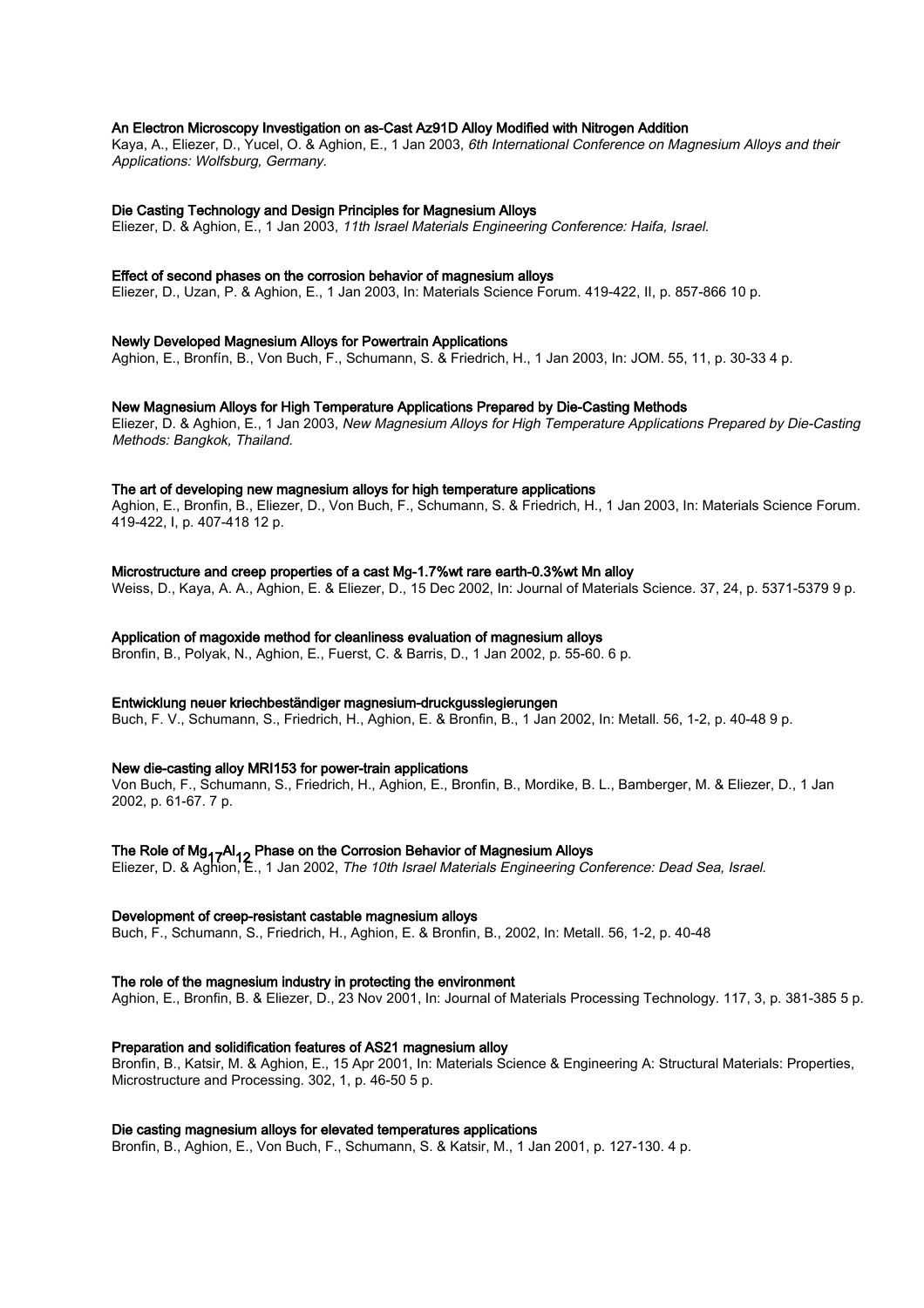**An Electron Microscopy Investigation on as-Cast Az91D Alloy Modified with Nitrogen Addition**
Kaya, A., Eliezer, D., Yucel, O. & Aghion, E., 1 Jan 2003, *6th International Conference on Magnesium Alloys and their Applications: Wolfsburg, Germany.*

**Die Casting Technology and Design Principles for Magnesium Alloys**
Eliezer, D. & Aghion, E., 1 Jan 2003, *11th Israel Materials Engineering Conference: Haifa, Israel.*

**Effect of second phases on the corrosion behavior of magnesium alloys**
Eliezer, D., Uzan, P. & Aghion, E., 1 Jan 2003, In: Materials Science Forum. 419-422, II, p. 857-866 10 p.

**Newly Developed Magnesium Alloys for Powertrain Applications**
Aghion, E., Bronfín, B., Von Buch, F., Schumann, S. & Friedrich, H., 1 Jan 2003, In: JOM. 55, 11, p. 30-33 4 p.

**New Magnesium Alloys for High Temperature Applications Prepared by Die-Casting Methods**
Eliezer, D. & Aghion, E., 1 Jan 2003, *New Magnesium Alloys for High Temperature Applications Prepared by Die-Casting Methods: Bangkok, Thailand.*

**The art of developing new magnesium alloys for high temperature applications**
Aghion, E., Bronfin, B., Eliezer, D., Von Buch, F., Schumann, S. & Friedrich, H., 1 Jan 2003, In: Materials Science Forum. 419-422, I, p. 407-418 12 p.

**Microstructure and creep properties of a cast Mg-1.7%wt rare earth-0.3%wt Mn alloy**
Weiss, D., Kaya, A. A., Aghion, E. & Eliezer, D., 15 Dec 2002, In: Journal of Materials Science. 37, 24, p. 5371-5379 9 p.

**Application of magoxide method for cleanliness evaluation of magnesium alloys**
Bronfin, B., Polyak, N., Aghion, E., Fuerst, C. & Barris, D., 1 Jan 2002, p. 55-60. 6 p.

**Entwicklung neuer kriechbeständiger magnesium-druckgusslegierungen**
Buch, F. V., Schumann, S., Friedrich, H., Aghion, E. & Bronfin, B., 1 Jan 2002, In: Metall. 56, 1-2, p. 40-48 9 p.

**New die-casting alloy MRI153 for power-train applications**
Von Buch, F., Schumann, S., Friedrich, H., Aghion, E., Bronfin, B., Mordike, B. L., Bamberger, M. & Eliezer, D., 1 Jan 2002, p. 61-67. 7 p.

**The Role of $Mg_{17}Al_{12}$ Phase on the Corrosion Behavior of Magnesium Alloys**
Eliezer, D. & Aghion, E., 1 Jan 2002, *The 10th Israel Materials Engineering Conference: Dead Sea, Israel.*

**Development of creep-resistant castable magnesium alloys**
Buch, F., Schumann, S., Friedrich, H., Aghion, E. & Bronfin, B., 2002, In: Metall. 56, 1-2, p. 40-48

**The role of the magnesium industry in protecting the environment**
Aghion, E., Bronfin, B. & Eliezer, D., 23 Nov 2001, In: Journal of Materials Processing Technology. 117, 3, p. 381-385 5 p.

**Preparation and solidification features of AS21 magnesium alloy**
Bronfin, B., Katsir, M. & Aghion, E., 15 Apr 2001, In: Materials Science & Engineering A: Structural Materials: Properties, Microstructure and Processing. 302, 1, p. 46-50 5 p.

**Die casting magnesium alloys for elevated temperatures applications**
Bronfin, B., Aghion, E., Von Buch, F., Schumann, S. & Katsir, M., 1 Jan 2001, p. 127-130. 4 p.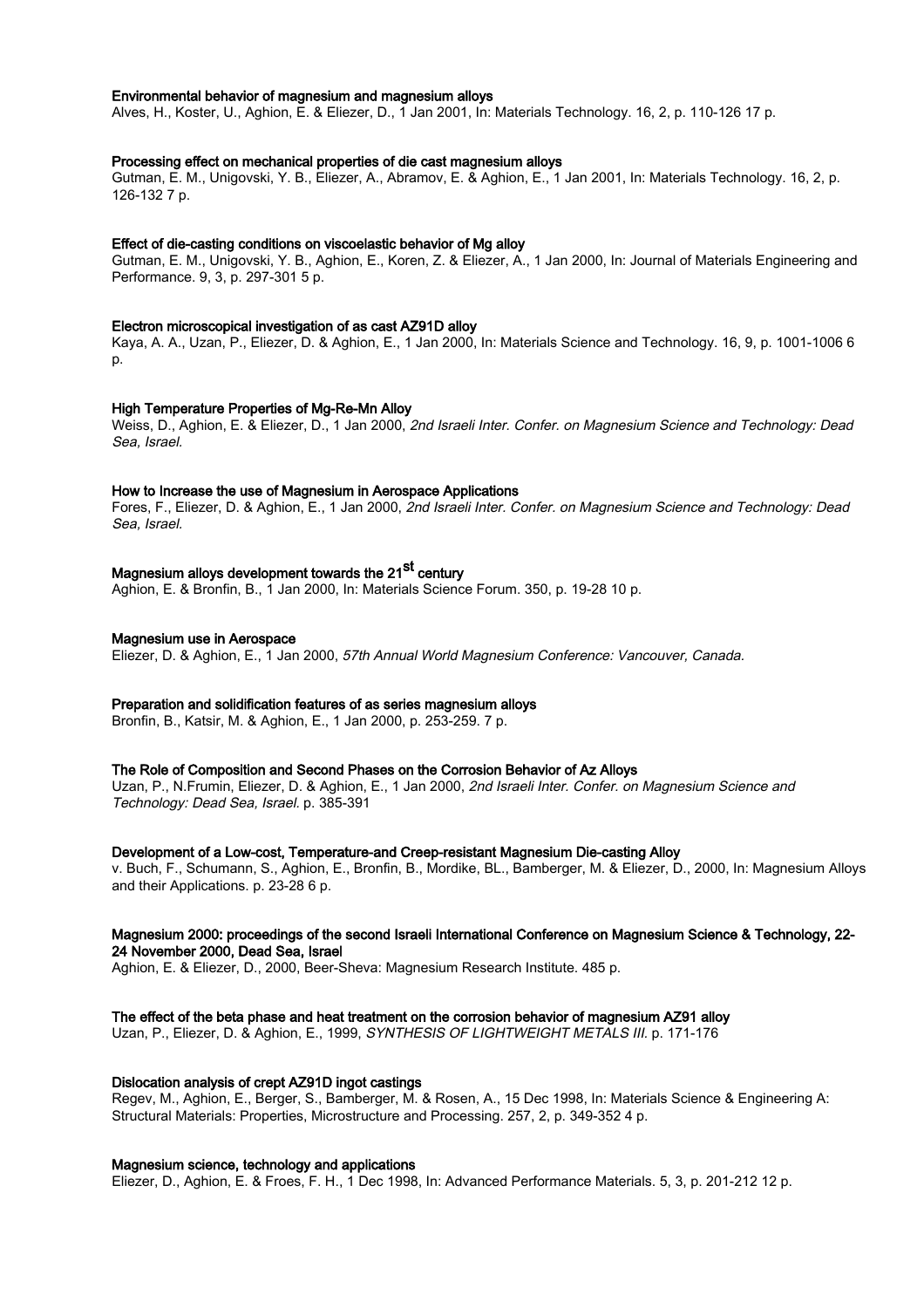**Environmental behavior of magnesium and magnesium alloys**
Alves, H., Koster, U., Aghion, E. & Eliezer, D., 1 Jan 2001, In: Materials Technology. 16, 2, p. 110-126 17 p.

**Processing effect on mechanical properties of die cast magnesium alloys**
Gutman, E. M., Unigovski, Y. B., Eliezer, A., Abramov, E. & Aghion, E., 1 Jan 2001, In: Materials Technology. 16, 2, p. 126-132 7 p.

**Effect of die-casting conditions on viscoelastic behavior of Mg alloy**
Gutman, E. M., Unigovski, Y. B., Aghion, E., Koren, Z. & Eliezer, A., 1 Jan 2000, In: Journal of Materials Engineering and Performance. 9, 3, p. 297-301 5 p.

**Electron microscopical investigation of as cast AZ91D alloy**
Kaya, A. A., Uzan, P., Eliezer, D. & Aghion, E., 1 Jan 2000, In: Materials Science and Technology. 16, 9, p. 1001-1006 6 p.

**High Temperature Properties of Mg-Re-Mn Alloy**
Weiss, D., Aghion, E. & Eliezer, D., 1 Jan 2000, *2nd Israeli Inter. Confer. on Magnesium Science and Technology: Dead Sea, Israel.*

**How to Increase the use of Magnesium in Aerospace Applications**
Fores, F., Eliezer, D. & Aghion, E., 1 Jan 2000, *2nd Israeli Inter. Confer. on Magnesium Science and Technology: Dead Sea, Israel.*

**Magnesium alloys development towards the 21$^{st}$ century**
Aghion, E. & Bronfin, B., 1 Jan 2000, In: Materials Science Forum. 350, p. 19-28 10 p.

**Magnesium use in Aerospace**
Eliezer, D. & Aghion, E., 1 Jan 2000, *57th Annual World Magnesium Conference: Vancouver, Canada.*

**Preparation and solidification features of as series magnesium alloys**
Bronfin, B., Katsir, M. & Aghion, E., 1 Jan 2000, p. 253-259. 7 p.

**The Role of Composition and Second Phases on the Corrosion Behavior of Az Alloys**
Uzan, P., N.Frumin, Eliezer, D. & Aghion, E., 1 Jan 2000, *2nd Israeli Inter. Confer. on Magnesium Science and Technology: Dead Sea, Israel.* p. 385-391

**Development of a Low-cost, Temperature-and Creep-resistant Magnesium Die-casting Alloy**
v. Buch, F., Schumann, S., Aghion, E., Bronfin, B., Mordike, BL., Bamberger, M. & Eliezer, D., 2000, In: Magnesium Alloys and their Applications. p. 23-28 6 p.

**Magnesium 2000: proceedings of the second Israeli International Conference on Magnesium Science & Technology, 22-24 November 2000, Dead Sea, Israel**
Aghion, E. & Eliezer, D., 2000, Beer-Sheva: Magnesium Research Institute. 485 p.

**The effect of the beta phase and heat treatment on the corrosion behavior of magnesium AZ91 alloy**
Uzan, P., Eliezer, D. & Aghion, E., 1999, *SYNTHESIS OF LIGHTWEIGHT METALS III.* p. 171-176

**Dislocation analysis of crept AZ91D ingot castings**
Regev, M., Aghion, E., Berger, S., Bamberger, M. & Rosen, A., 15 Dec 1998, In: Materials Science & Engineering A: Structural Materials: Properties, Microstructure and Processing. 257, 2, p. 349-352 4 p.

**Magnesium science, technology and applications**
Eliezer, D., Aghion, E. & Froes, F. H., 1 Dec 1998, In: Advanced Performance Materials. 5, 3, p. 201-212 12 p.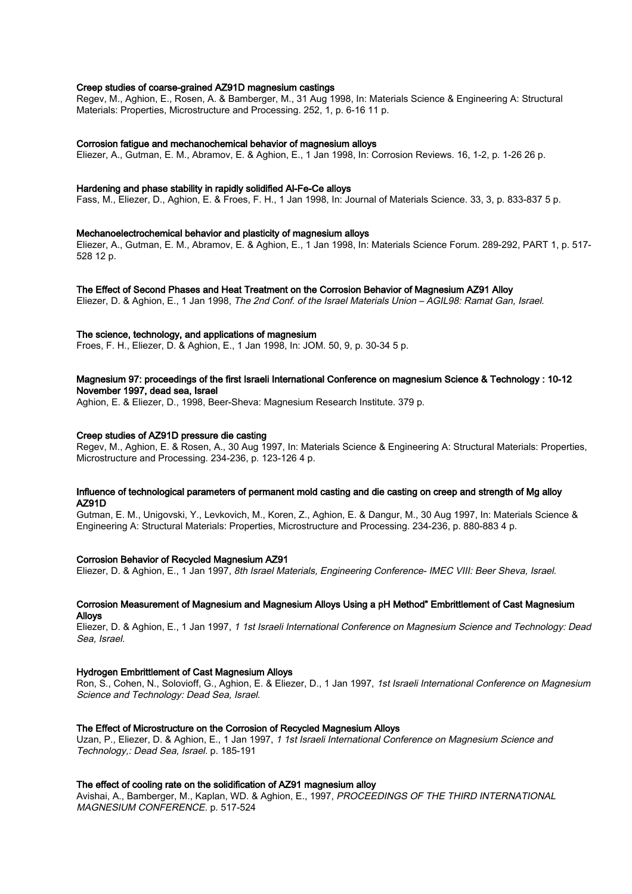**Creep studies of coarse-grained AZ91D magnesium castings**

Regev, M., Aghion, E., Rosen, A. & Bamberger, M., 31 Aug 1998, In: Materials Science & Engineering A: Structural Materials: Properties, Microstructure and Processing. 252, 1, p. 6-16 11 p.

**Corrosion fatigue and mechanochemical behavior of magnesium alloys**

Eliezer, A., Gutman, E. M., Abramov, E. & Aghion, E., 1 Jan 1998, In: Corrosion Reviews. 16, 1-2, p. 1-26 26 p.

**Hardening and phase stability in rapidly solidified Al-Fe-Ce alloys**

Fass, M., Eliezer, D., Aghion, E. & Froes, F. H., 1 Jan 1998, In: Journal of Materials Science. 33, 3, p. 833-837 5 p.

**Mechanoelectrochemical behavior and plasticity of magnesium alloys**

Eliezer, A., Gutman, E. M., Abramov, E. & Aghion, E., 1 Jan 1998, In: Materials Science Forum. 289-292, PART 1, p. 517-528 12 p.

**The Effect of Second Phases and Heat Treatment on the Corrosion Behavior of Magnesium AZ91 Alloy**

Eliezer, D. & Aghion, E., 1 Jan 1998, *The 2nd Conf. of the Israel Materials Union – AGIL98: Ramat Gan, Israel.*

**The science, technology, and applications of magnesium**

Froes, F. H., Eliezer, D. & Aghion, E., 1 Jan 1998, In: JOM. 50, 9, p. 30-34 5 p.

**Magnesium 97: proceedings of the first Israeli International Conference on magnesium Science & Technology : 10-12 November 1997, dead sea, Israel**

Aghion, E. & Eliezer, D., 1998, Beer-Sheva: Magnesium Research Institute. 379 p.

**Creep studies of AZ91D pressure die casting**

Regev, M., Aghion, E. & Rosen, A., 30 Aug 1997, In: Materials Science & Engineering A: Structural Materials: Properties, Microstructure and Processing. 234-236, p. 123-126 4 p.

**Influence of technological parameters of permanent mold casting and die casting on creep and strength of Mg alloy AZ91D**

Gutman, E. M., Unigovski, Y., Levkovich, M., Koren, Z., Aghion, E. & Dangur, M., 30 Aug 1997, In: Materials Science & Engineering A: Structural Materials: Properties, Microstructure and Processing. 234-236, p. 880-883 4 p.

**Corrosion Behavior of Recycled Magnesium AZ91**

Eliezer, D. & Aghion, E., 1 Jan 1997, *8th Israel Materials, Engineering Conference- IMEC VIII: Beer Sheva, Israel.*

**Corrosion Measurement of Magnesium and Magnesium Alloys Using a pH Method" Embrittlement of Cast Magnesium Alloys**

Eliezer, D. & Aghion, E., 1 Jan 1997, *1 1st Israeli International Conference on Magnesium Science and Technology: Dead Sea, Israel.*

**Hydrogen Embrittlement of Cast Magnesium Alloys**

Ron, S., Cohen, N., Solovioff, G., Aghion, E. & Eliezer, D., 1 Jan 1997, *1st Israeli International Conference on Magnesium Science and Technology: Dead Sea, Israel.*

**The Effect of Microstructure on the Corrosion of Recycled Magnesium Alloys**

Uzan, P., Eliezer, D. & Aghion, E., 1 Jan 1997, *1 1st Israeli International Conference on Magnesium Science and Technology,: Dead Sea, Israel.* p. 185-191

**The effect of cooling rate on the solidification of AZ91 magnesium alloy**

Avishai, A., Bamberger, M., Kaplan, WD. & Aghion, E., 1997, *PROCEEDINGS OF THE THIRD INTERNATIONAL MAGNESIUM CONFERENCE.* p. 517-524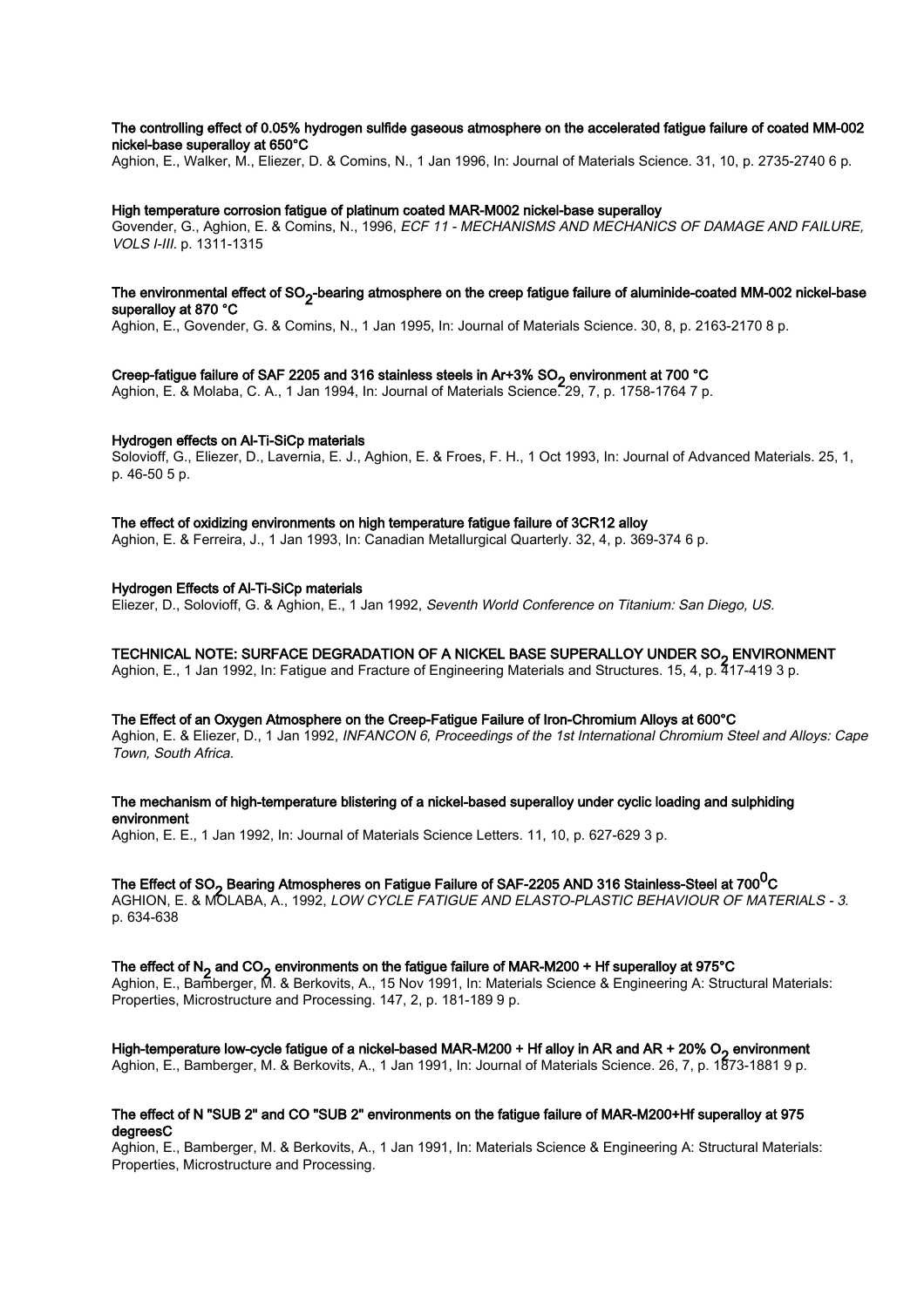**The controlling effect of 0.05% hydrogen sulfide gaseous atmosphere on the accelerated fatigue failure of coated MM-002 nickel-base superalloy at 650°C**

Aghion, E., Walker, M., Eliezer, D. & Comins, N., 1 Jan 1996, In: Journal of Materials Science. 31, 10, p. 2735-2740 6 p.

**High temperature corrosion fatigue of platinum coated MAR-M002 nickel-base superalloy**

Govender, G., Aghion, E. & Comins, N., 1996, *ECF 11 - MECHANISMS AND MECHANICS OF DAMAGE AND FAILURE, VOLS I-III*. p. 1311-1315

**The environmental effect of $SO_2$-bearing atmosphere on the creep fatigue failure of aluminide-coated MM-002 nickel-base superalloy at 870 °C**

Aghion, E., Govender, G. & Comins, N., 1 Jan 1995, In: Journal of Materials Science. 30, 8, p. 2163-2170 8 p.

**Creep-fatigue failure of SAF 2205 and 316 stainless steels in Ar+3% $SO_2$ environment at 700 °C**

Aghion, E. & Molaba, C. A., 1 Jan 1994, In: Journal of Materials Science. 29, 7, p. 1758-1764 7 p.

**Hydrogen effects on Al-Ti-SiCp materials**

Solovioff, G., Eliezer, D., Lavernia, E. J., Aghion, E. & Froes, F. H., 1 Oct 1993, In: Journal of Advanced Materials. 25, 1, p. 46-50 5 p.

**The effect of oxidizing environments on high temperature fatigue failure of 3CR12 alloy**

Aghion, E. & Ferreira, J., 1 Jan 1993, In: Canadian Metallurgical Quarterly. 32, 4, p. 369-374 6 p.

**Hydrogen Effects of Al-Ti-SiCp materials**

Eliezer, D., Solovioff, G. & Aghion, E., 1 Jan 1992, *Seventh World Conference on Titanium: San Diego, US.*

**TECHNICAL NOTE: SURFACE DEGRADATION OF A NICKEL BASE SUPERALLOY UNDER $SO_2$ ENVIRONMENT**

Aghion, E., 1 Jan 1992, In: Fatigue and Fracture of Engineering Materials and Structures. 15, 4, p. 417-419 3 p.

**The Effect of an Oxygen Atmosphere on the Creep-Fatigue Failure of Iron-Chromium Alloys at 600°C**

Aghion, E. & Eliezer, D., 1 Jan 1992, *INFANCON 6, Proceedings of the 1st International Chromium Steel and Alloys: Cape Town, South Africa.*

**The mechanism of high-temperature blistering of a nickel-based superalloy under cyclic loading and sulphiding environment**

Aghion, E. E., 1 Jan 1992, In: Journal of Materials Science Letters. 11, 10, p. 627-629 3 p.

**The Effect of $SO_2$ Bearing Atmospheres on Fatigue Failure of SAF-2205 AND 316 Stainless-Steel at $700^0$C**

AGHION, E. & MOLABA, A., 1992, *LOW CYCLE FATIGUE AND ELASTO-PLASTIC BEHAVIOUR OF MATERIALS - 3.* p. 634-638

**The effect of $N_2$ and $CO_2$ environments on the fatigue failure of MAR-M200 + Hf superalloy at 975°C**

Aghion, E., Bamberger, M. & Berkovits, A., 15 Nov 1991, In: Materials Science & Engineering A: Structural Materials: Properties, Microstructure and Processing. 147, 2, p. 181-189 9 p.

**High-temperature low-cycle fatigue of a nickel-based MAR-M200 + Hf alloy in AR and AR + 20% $O_2$ environment**

Aghion, E., Bamberger, M. & Berkovits, A., 1 Jan 1991, In: Journal of Materials Science. 26, 7, p. 1873-1881 9 p.

**The effect of N "SUB 2" and CO "SUB 2" environments on the fatigue failure of MAR-M200+Hf superalloy at 975 degreesC**

Aghion, E., Bamberger, M. & Berkovits, A., 1 Jan 1991, In: Materials Science & Engineering A: Structural Materials: Properties, Microstructure and Processing.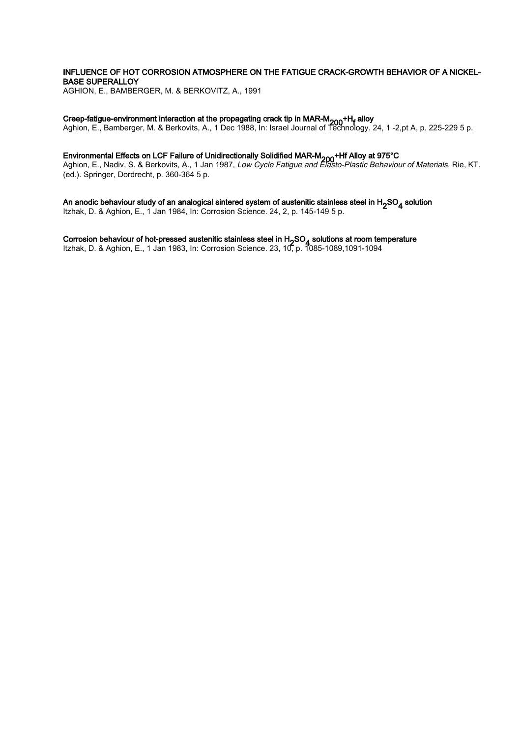**INFLUENCE OF HOT CORROSION ATMOSPHERE ON THE FATIGUE CRACK-GROWTH BEHAVIOR OF A NICKEL-BASE SUPERALLOY**

AGHION, E., BAMBERGER, M. & BERKOVITZ, A., 1991

**Creep-fatigue-environment interaction at the propagating crack tip in MAR-$M_{200}$+$H_f$ alloy**

Aghion, E., Bamberger, M. & Berkovits, A., 1 Dec 1988, In: Israel Journal of Technology. 24, 1 -2,pt A, p. 225-229 5 p.

**Environmental Effects on LCF Failure of Unidirectionally Solidified MAR-$M_{200}$+Hf Alloy at 975°C**

Aghion, E., Nadiv, S. & Berkovits, A., 1 Jan 1987, *Low Cycle Fatigue and Elasto-Plastic Behaviour of Materials.* Rie, KT. (ed.). Springer, Dordrecht, p. 360-364 5 p.

**An anodic behaviour study of an analogical sintered system of austenitic stainless steel in $H_2SO_4$ solution**

Itzhak, D. & Aghion, E., 1 Jan 1984, In: Corrosion Science. 24, 2, p. 145-149 5 p.

**Corrosion behaviour of hot-pressed austenitic stainless steel in $H_2SO_4$ solutions at room temperature**

Itzhak, D. & Aghion, E., 1 Jan 1983, In: Corrosion Science. 23, 10, p. 1085-1089,1091-1094